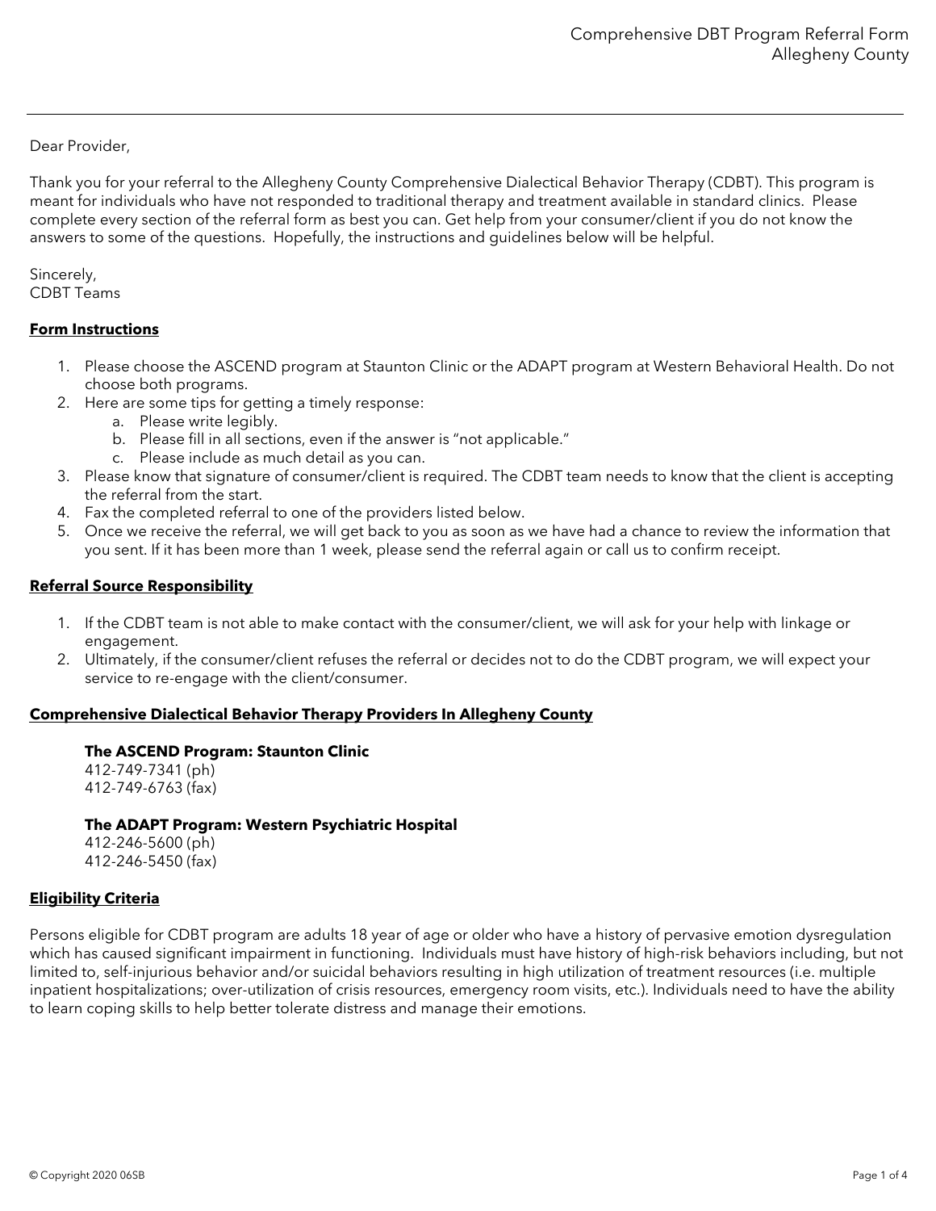# Comprehensive DBT Program Referral Form
# Allegheny County

Dear Provider,

Thank you for your referral to the Allegheny County Comprehensive Dialectical Behavior Therapy (CDBT). This program is meant for individuals who have not responded to traditional therapy and treatment available in standard clinics. Please complete every section of the referral form as best you can. Get help from your consumer/client if you do not know the answers to some of the questions. Hopefully, the instructions and guidelines below will be helpful.

Sincerely,
CDBT Teams

## Form Instructions

1. Please choose the ASCEND program at Staunton Clinic or the ADAPT program at Western Behavioral Health. Do not choose both programs.
2. Here are some tips for getting a timely response:
   a. Please write legibly.
   b. Please fill in all sections, even if the answer is "not applicable."
   c. Please include as much detail as you can.
3. Please know that signature of consumer/client is required. The CDBT team needs to know that the client is accepting the referral from the start.
4. Fax the completed referral to one of the providers listed below.
5. Once we receive the referral, we will get back to you as soon as we have had a chance to review the information that you sent. If it has been more than 1 week, please send the referral again or call us to confirm receipt.

## Referral Source Responsibility

1. If the CDBT team is not able to make contact with the consumer/client, we will ask for your help with linkage or engagement.
2. Ultimately, if the consumer/client refuses the referral or decides not to do the CDBT program, we will expect your service to re-engage with the client/consumer.

## Comprehensive Dialectical Behavior Therapy Providers In Allegheny County

**The ASCEND Program: Staunton Clinic**
412-749-7341 (ph)
412-749-6763 (fax)

**The ADAPT Program: Western Psychiatric Hospital**
412-246-5600 (ph)
412-246-5450 (fax)

## Eligibility Criteria

Persons eligible for CDBT program are adults 18 year of age or older who have a history of pervasive emotion dysregulation which has caused significant impairment in functioning. Individuals must have history of high-risk behaviors including, but not limited to, self-injurious behavior and/or suicidal behaviors resulting in high utilization of treatment resources (i.e. multiple inpatient hospitalizations; over-utilization of crisis resources, emergency room visits, etc.). Individuals need to have the ability to learn coping skills to help better tolerate distress and manage their emotions.

© Copyright 2020 06SB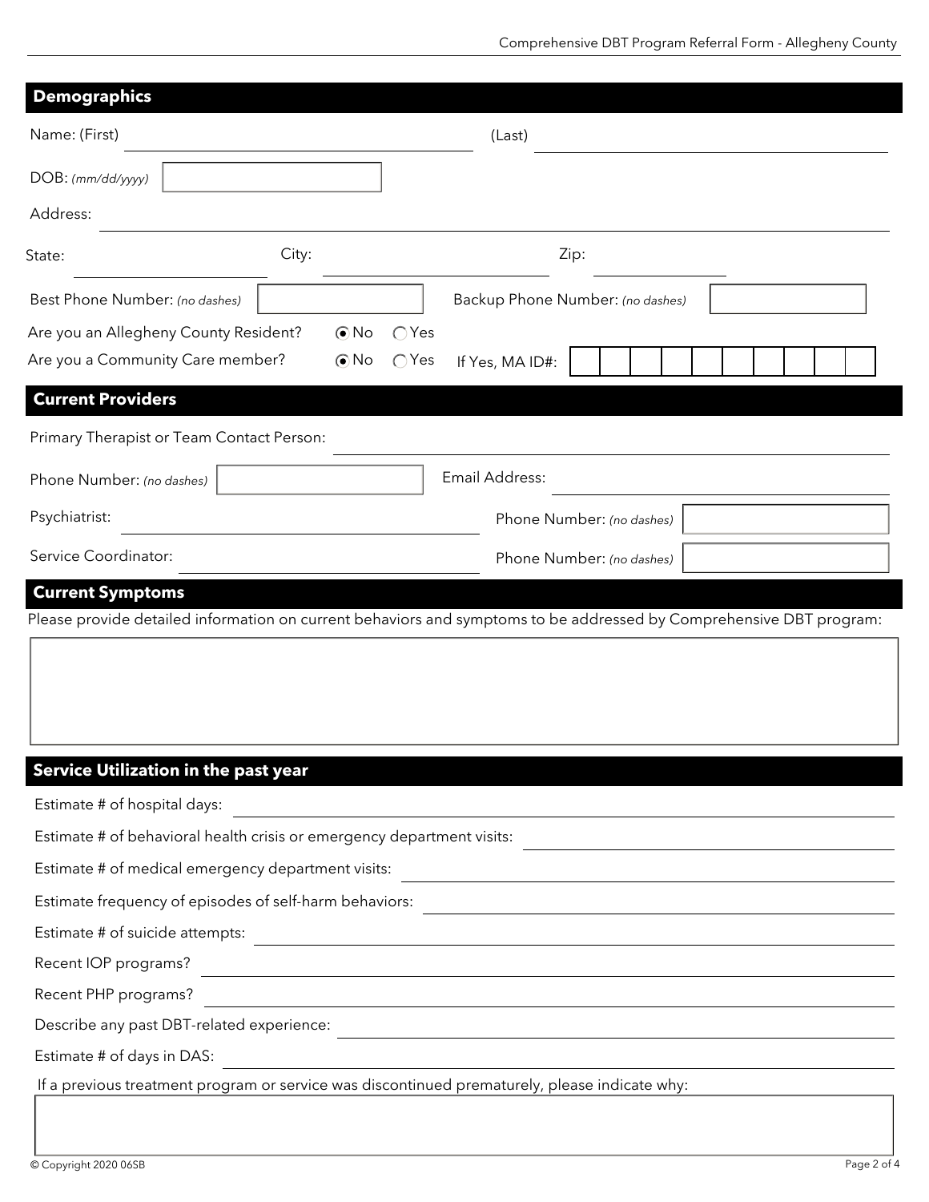## Demographics

Name: (First) ____________________ (Last) ____________________

DOB: *(mm/dd/yyyy)* [          ]

Address: ________________________________________

State: ____________ City: ____________ Zip: ____________

Best Phone Number: *(no dashes)* [          ] Backup Phone Number: *(no dashes)* [          ]

Are you an Allegheny County Resident? (•) No ( ) Yes

Are you a Community Care member? (•) No ( ) Yes If Yes, MA ID#: [ | | | | | | | | | | ]

## Current Providers

Primary Therapist or Team Contact Person: ____________________

Phone Number: *(no dashes)* [          ] Email Address: ____________________

Psychiatrist: ____________________ Phone Number: *(no dashes)* [          ]

Service Coordinator: ____________________ Phone Number: *(no dashes)* [          ]

## Current Symptoms

Please provide detailed information on current behaviors and symptoms to be addressed by Comprehensive DBT program:

[                                                            ]

## Service Utilization in the past year

Estimate # of hospital days: ____________________

Estimate # of behavioral health crisis or emergency department visits: ____________________

Estimate # of medical emergency department visits: ____________________

Estimate frequency of episodes of self-harm behaviors: ____________________

Estimate # of suicide attempts: ____________________

Recent IOP programs? ____________________

Recent PHP programs? ____________________

Describe any past DBT-related experience: ____________________

Estimate # of days in DAS: ____________________

If a previous treatment program or service was discontinued prematurely, please indicate why:

[                                                            ]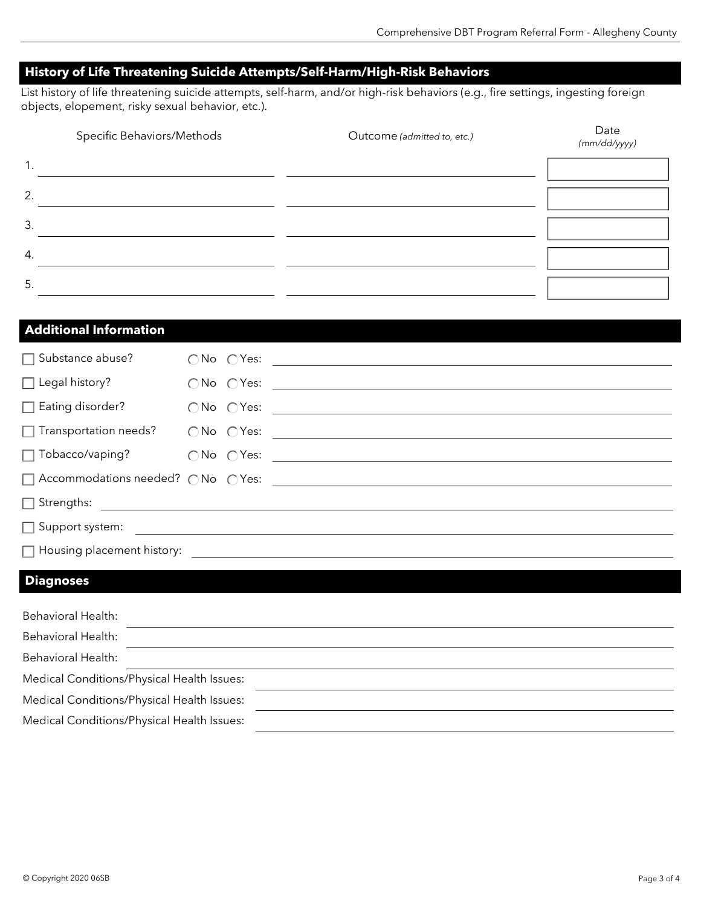## History of Life Threatening Suicide Attempts/Self-Harm/High-Risk Behaviors

List history of life threatening suicide attempts, self-harm, and/or high-risk behaviors (e.g., fire settings, ingesting foreign objects, elopement, risky sexual behavior, etc.).

| | Specific Behaviors/Methods | Outcome *(admitted to, etc.)* | Date *(mm/dd/yyyy)* |
|---|---|---|---|
| 1. | | | |
| 2. | | | |
| 3. | | | |
| 4. | | | |
| 5. | | | |

## Additional Information

☐ Substance abuse? ◯ No ◯ Yes: ______________________

☐ Legal history? ◯ No ◯ Yes: ______________________

☐ Eating disorder? ◯ No ◯ Yes: ______________________

☐ Transportation needs? ◯ No ◯ Yes: ______________________

☐ Tobacco/vaping? ◯ No ◯ Yes: ______________________

☐ Accommodations needed? ◯ No ◯ Yes: ______________________

☐ Strengths: ______________________

☐ Support system: ______________________

☐ Housing placement history: ______________________

## Diagnoses

Behavioral Health: ______________________

Behavioral Health: ______________________

Behavioral Health: ______________________

Medical Conditions/Physical Health Issues: ______________________

Medical Conditions/Physical Health Issues: ______________________

Medical Conditions/Physical Health Issues: ______________________

© Copyright 2020 06SB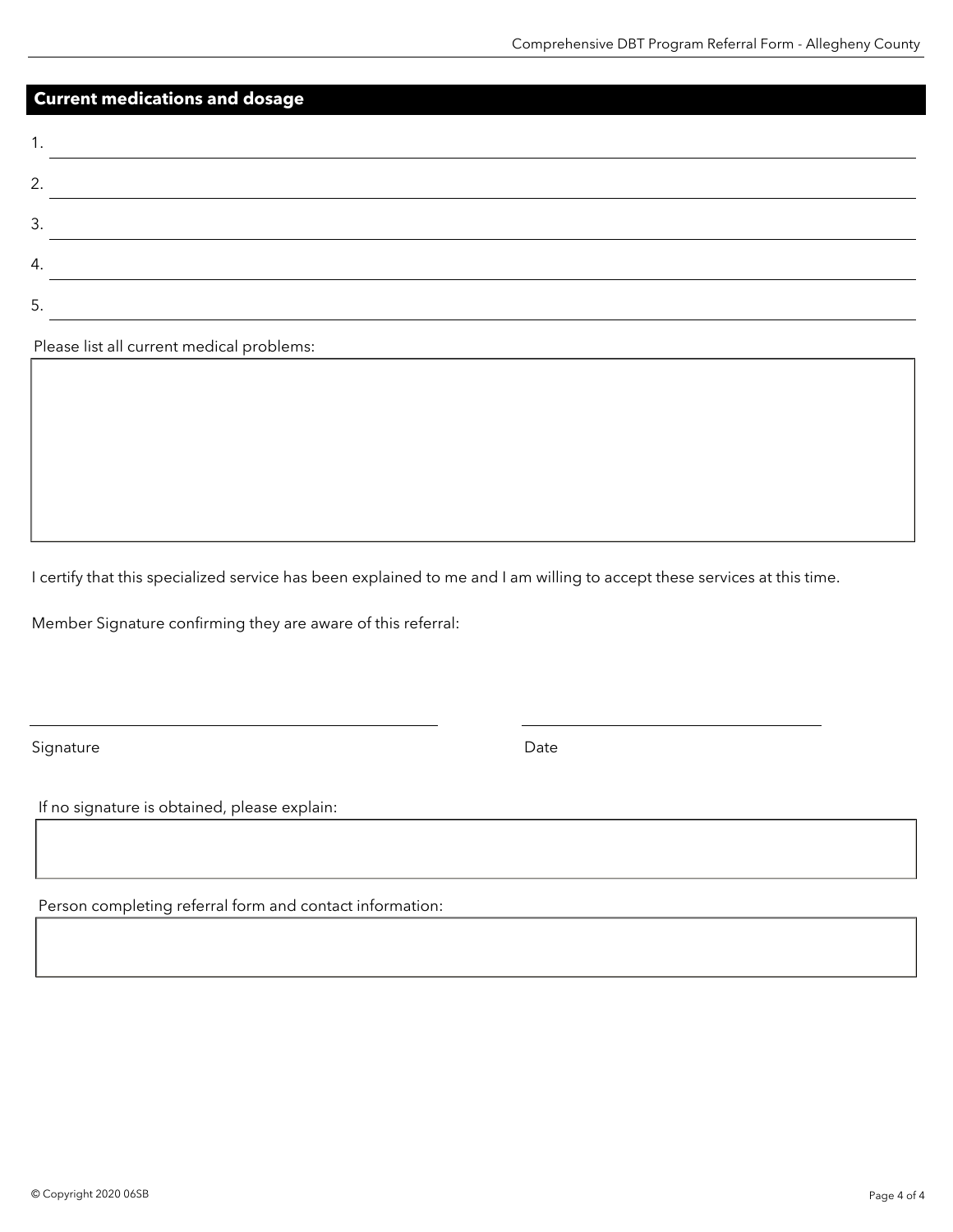## Current medications and dosage

1. 
2. 
3. 
4. 
5. 

Please list all current medical problems:

I certify that this specialized service has been explained to me and I am willing to accept these services at this time.

Member Signature confirming they are aware of this referral:

Signature

Date

If no signature is obtained, please explain:

Person completing referral form and contact information:

© Copyright 2020 06SB